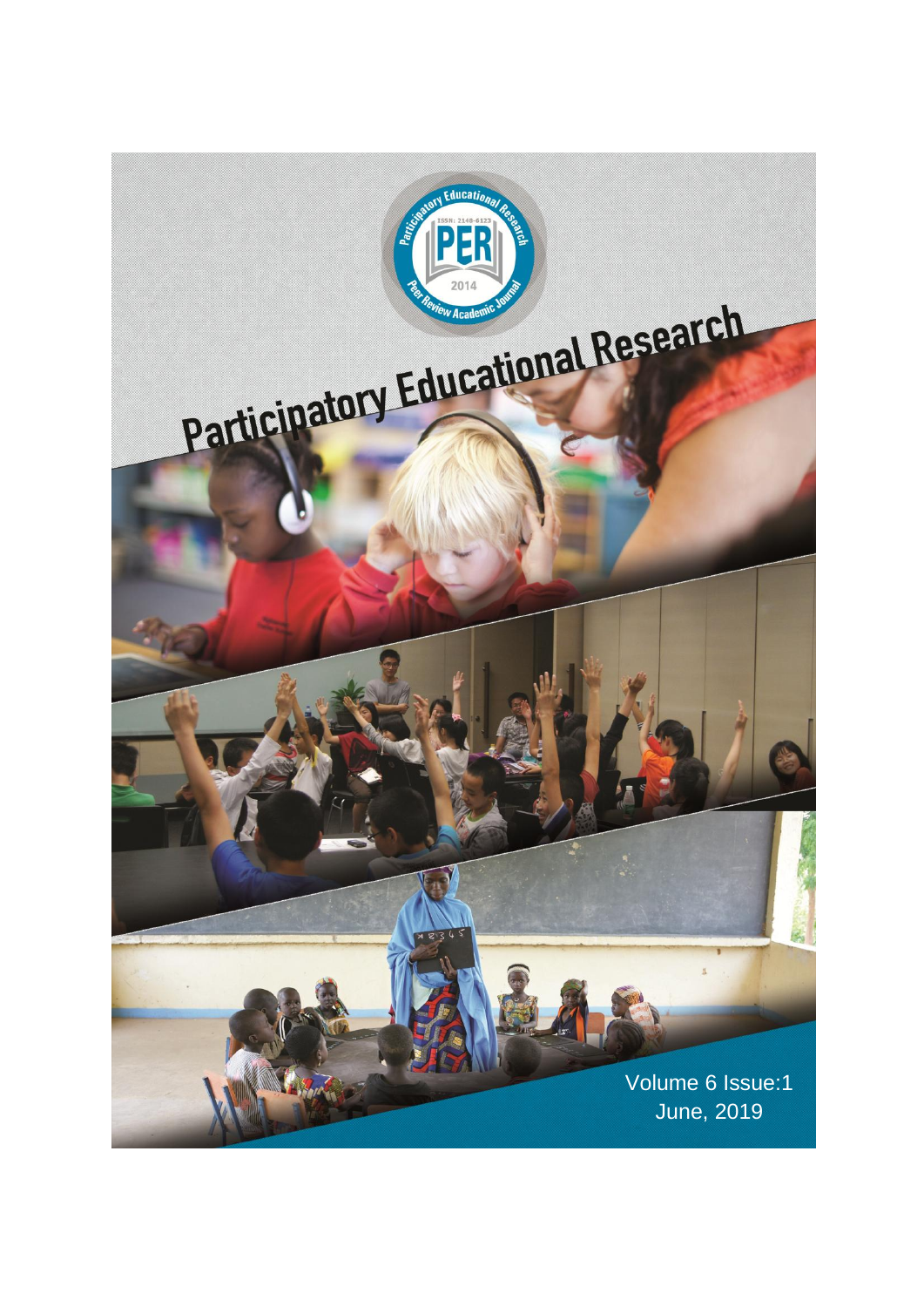# Participatory Educational Research

Volume 6 Issue:1
June, 2019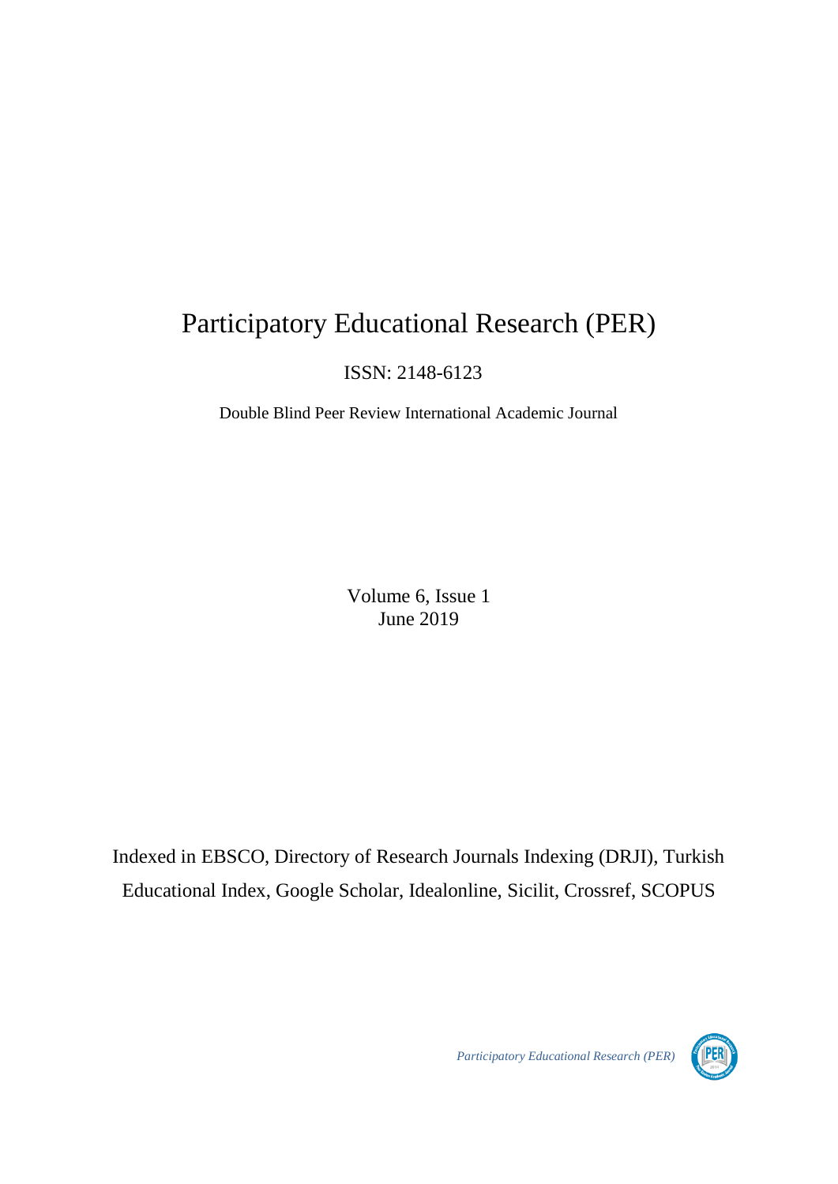# Participatory Educational Research (PER)

ISSN: 2148-6123

Double Blind Peer Review International Academic Journal

Volume 6, Issue 1
June 2019

Indexed in EBSCO, Directory of Research Journals Indexing (DRJI), Turkish Educational Index, Google Scholar, Idealonline, Sicilit, Crossref, SCOPUS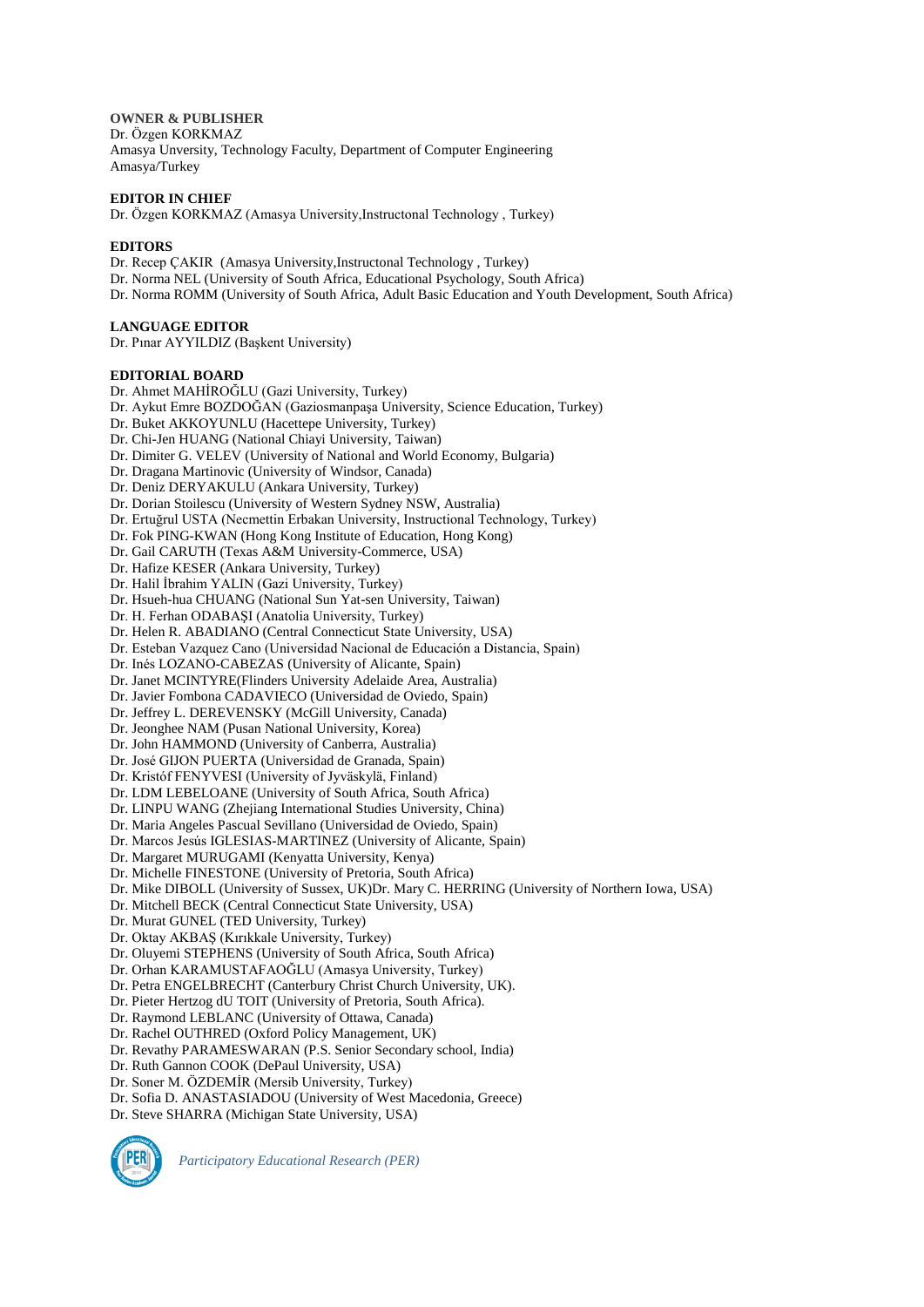**OWNER & PUBLISHER**

Dr. Özgen KORKMAZ
Amasya Unversity, Technology Faculty, Department of Computer Engineering
Amasya/Turkey

**EDITOR IN CHIEF**

Dr. Özgen KORKMAZ (Amasya University,Instructonal Technology , Turkey)

**EDITORS**

Dr. Recep ÇAKIR (Amasya University,Instructonal Technology , Turkey)
Dr. Norma NEL (University of South Africa, Educational Psychology, South Africa)
Dr. Norma ROMM (University of South Africa, Adult Basic Education and Youth Development, South Africa)

**LANGUAGE EDITOR**

Dr. Pınar AYYILDIZ (Başkent University)

**EDITORIAL BOARD**

Dr. Ahmet MAHİROĞLU (Gazi University, Turkey)
Dr. Aykut Emre BOZDOĞAN (Gaziosmanpaşa University, Science Education, Turkey)
Dr. Buket AKKOYUNLU (Hacettepe University, Turkey)
Dr. Chi-Jen HUANG (National Chiayi University, Taiwan)
Dr. Dimiter G. VELEV (University of National and World Economy, Bulgaria)
Dr. Dragana Martinovic (University of Windsor, Canada)
Dr. Deniz DERYAKULU (Ankara University, Turkey)
Dr. Dorian Stoilescu (University of Western Sydney NSW, Australia)
Dr. Ertuğrul USTA (Necmettin Erbakan University, Instructional Technology, Turkey)
Dr. Fok PING-KWAN (Hong Kong Institute of Education, Hong Kong)
Dr. Gail CARUTH (Texas A&M University-Commerce, USA)
Dr. Hafize KESER (Ankara University, Turkey)
Dr. Halil İbrahim YALIN (Gazi University, Turkey)
Dr. Hsueh-hua CHUANG (National Sun Yat-sen University, Taiwan)
Dr. H. Ferhan ODABAŞI (Anatolia University, Turkey)
Dr. Helen R. ABADIANO (Central Connecticut State University, USA)
Dr. Esteban Vazquez Cano (Universidad Nacional de Educación a Distancia, Spain)
Dr. Inés LOZANO-CABEZAS (University of Alicante, Spain)
Dr. Janet MCINTYRE(Flinders University Adelaide Area, Australia)
Dr. Javier Fombona CADAVIECO (Universidad de Oviedo, Spain)
Dr. Jeffrey L. DEREVENSKY (McGill University, Canada)
Dr. Jeonghee NAM (Pusan National University, Korea)
Dr. John HAMMOND (University of Canberra, Australia)
Dr. José GIJON PUERTA (Universidad de Granada, Spain)
Dr. Kristóf FENYVESI (University of Jyväskylä, Finland)
Dr. LDM LEBELOANE (University of South Africa, South Africa)
Dr. LINPU WANG (Zhejiang International Studies University, China)
Dr. Maria Angeles Pascual Sevillano (Universidad de Oviedo, Spain)
Dr. Marcos Jesús IGLESIAS-MARTINEZ (University of Alicante, Spain)
Dr. Margaret MURUGAMI (Kenyatta University, Kenya)
Dr. Michelle FINESTONE (University of Pretoria, South Africa)
Dr. Mike DIBOLL (University of Sussex, UK)Dr. Mary C. HERRING (University of Northern Iowa, USA)
Dr. Mitchell BECK (Central Connecticut State University, USA)
Dr. Murat GUNEL (TED University, Turkey)
Dr. Oktay AKBAŞ (Kırıkkale University, Turkey)
Dr. Oluyemi STEPHENS (University of South Africa, South Africa)
Dr. Orhan KARAMUSTAFAOĞLU (Amasya University, Turkey)
Dr. Petra ENGELBRECHT (Canterbury Christ Church University, UK).
Dr. Pieter Hertzog dU TOIT (University of Pretoria, South Africa).
Dr. Raymond LEBLANC (University of Ottawa, Canada)
Dr. Rachel OUTHRED (Oxford Policy Management, UK)
Dr. Revathy PARAMESWARAN (P.S. Senior Secondary school, India)
Dr. Ruth Gannon COOK (DePaul University, USA)
Dr. Soner M. ÖZDEMİR (Mersib University, Turkey)
Dr. Sofia D. ANASTASIADOU (University of West Macedonia, Greece)
Dr. Steve SHARRA (Michigan State University, USA)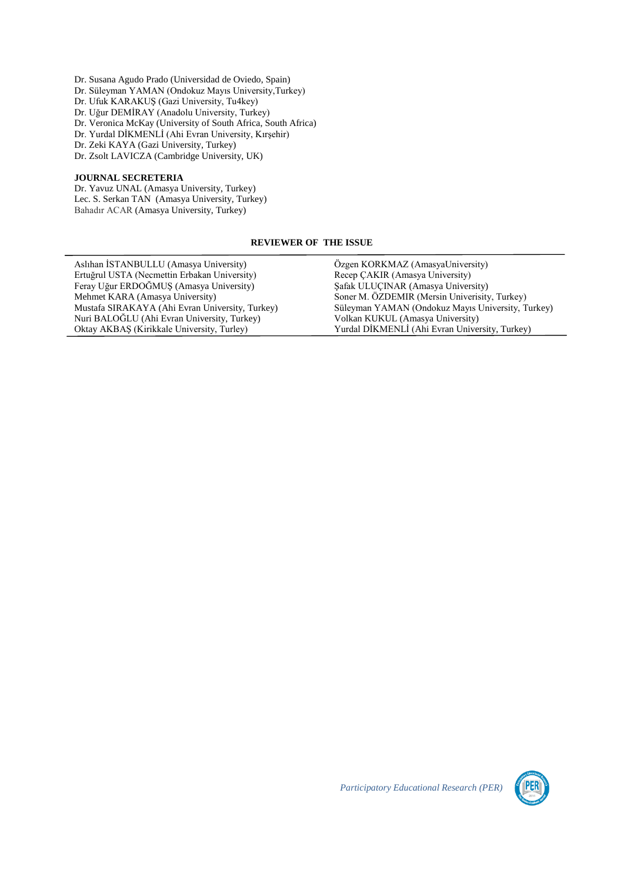Dr. Susana Agudo Prado (Universidad de Oviedo, Spain)
Dr. Süleyman YAMAN (Ondokuz Mayıs University,Turkey)
Dr. Ufuk KARAKUŞ (Gazi University, Tu4key)
Dr. Uğur DEMİRAY (Anadolu University, Turkey)
Dr. Veronica McKay (University of South Africa, South Africa)
Dr. Yurdal DİKMENLİ (Ahi Evran University, Kırşehir)
Dr. Zeki KAYA (Gazi University, Turkey)
Dr. Zsolt LAVICZA (Cambridge University, UK)

**JOURNAL SECRETERIA**

Dr. Yavuz UNAL (Amasya University, Turkey)
Lec. S. Serkan TAN (Amasya University, Turkey)
Bahadır ACAR (Amasya University, Turkey)

**REVIEWER OF THE ISSUE**

Aslıhan İSTANBULLU (Amasya University)
Ertuğrul USTA (Necmettin Erbakan University)
Feray Uğur ERDOĞMUŞ (Amasya University)
Mehmet KARA (Amasya University)
Mustafa SIRAKAYA (Ahi Evran University, Turkey)
Nuri BALOĞLU (Ahi Evran University, Turkey)
Oktay AKBAŞ (Kirikkale University, Turley)
Özgen KORKMAZ (AmasyaUniversity)
Recep ÇAKIR (Amasya University)
Şafak ULUÇINAR (Amasya University)
Soner M. ÖZDEMIR (Mersin Univerisity, Turkey)
Süleyman YAMAN (Ondokuz Mayıs University, Turkey)
Volkan KUKUL (Amasya University)
Yurdal DİKMENLİ (Ahi Evran University, Turkey)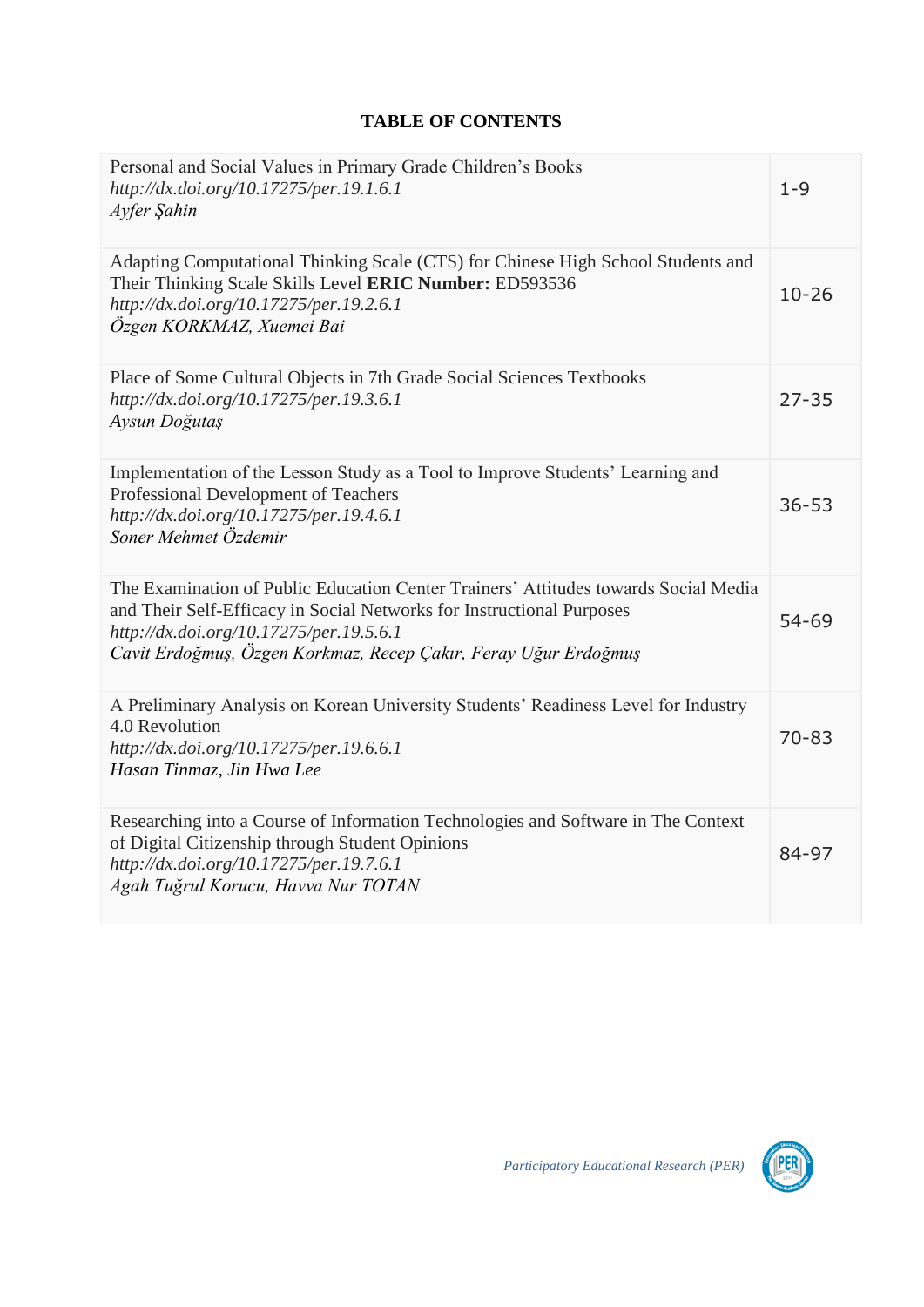**TABLE OF CONTENTS**

| | |
|---|---|
| Personal and Social Values in Primary Grade Children's Books<br>*http://dx.doi.org/10.17275/per.19.1.6.1*<br>*Ayfer Şahin* | 1-9 |
| Adapting Computational Thinking Scale (CTS) for Chinese High School Students and Their Thinking Scale Skills Level **ERIC Number:** ED593536<br>*http://dx.doi.org/10.17275/per.19.2.6.1*<br>*Özgen KORKMAZ, Xuemei Bai* | 10-26 |
| Place of Some Cultural Objects in 7th Grade Social Sciences Textbooks<br>*http://dx.doi.org/10.17275/per.19.3.6.1*<br>*Aysun Doğutaş* | 27-35 |
| Implementation of the Lesson Study as a Tool to Improve Students' Learning and Professional Development of Teachers<br>*http://dx.doi.org/10.17275/per.19.4.6.1*<br>*Soner Mehmet Özdemir* | 36-53 |
| The Examination of Public Education Center Trainers' Attitudes towards Social Media and Their Self-Efficacy in Social Networks for Instructional Purposes<br>*http://dx.doi.org/10.17275/per.19.5.6.1*<br>*Cavit Erdoğmuş, Özgen Korkmaz, Recep Çakır, Feray Uğur Erdoğmuş* | 54-69 |
| A Preliminary Analysis on Korean University Students' Readiness Level for Industry 4.0 Revolution<br>*http://dx.doi.org/10.17275/per.19.6.6.1*<br>*Hasan Tinmaz, Jin Hwa Lee* | 70-83 |
| Researching into a Course of Information Technologies and Software in The Context of Digital Citizenship through Student Opinions<br>*http://dx.doi.org/10.17275/per.19.7.6.1*<br>*Agah Tuğrul Korucu, Havva Nur TOTAN* | 84-97 |